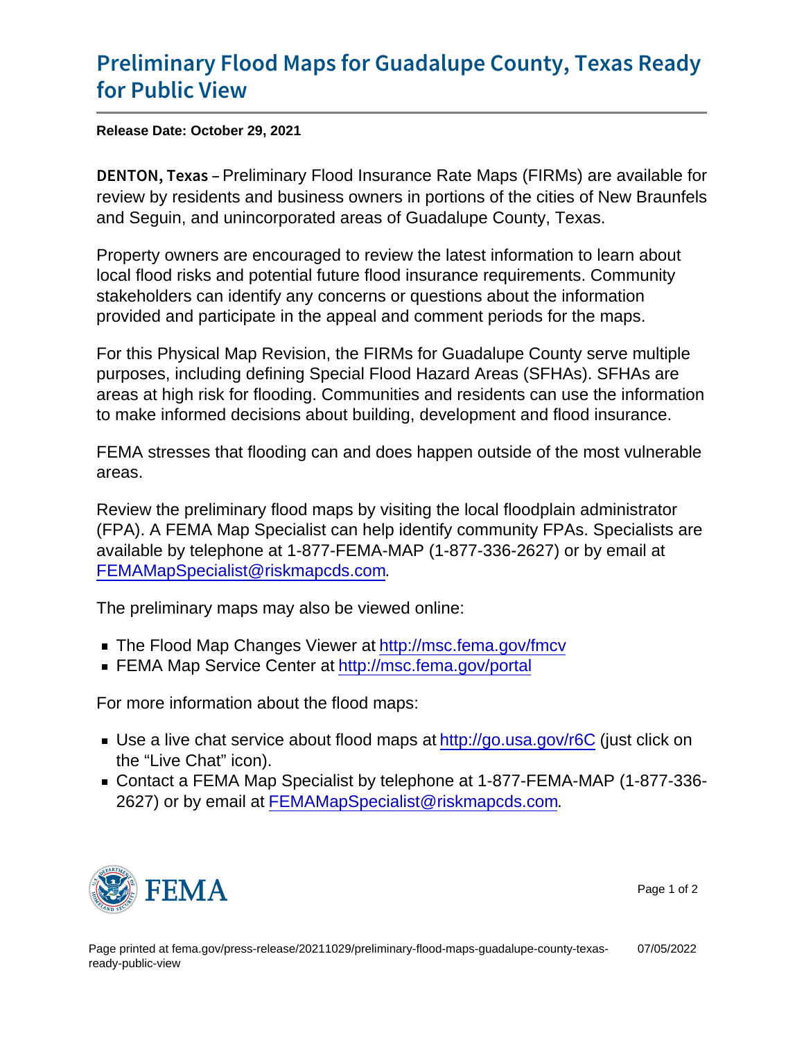# Preliminary Flood Maps for Guadalupe County, Texas Ready for Public View

**Release Date: October 29, 2021**

**DENTON, Texas** – Preliminary Flood Insurance Rate Maps (FIRMs) are available for review by residents and business owners in portions of the cities of New Braunfels and Seguin, and unincorporated areas of Guadalupe County, Texas.

Property owners are encouraged to review the latest information to learn about local flood risks and potential future flood insurance requirements. Community stakeholders can identify any concerns or questions about the information provided and participate in the appeal and comment periods for the maps.

For this Physical Map Revision, the FIRMs for Guadalupe County serve multiple purposes, including defining Special Flood Hazard Areas (SFHAs). SFHAs are areas at high risk for flooding. Communities and residents can use the information to make informed decisions about building, development and flood insurance.

FEMA stresses that flooding can and does happen outside of the most vulnerable areas.

Review the preliminary flood maps by visiting the local floodplain administrator (FPA). A FEMA Map Specialist can help identify community FPAs. Specialists are available by telephone at 1-877-FEMA-MAP (1-877-336-2627) or by email at FEMAMapSpecialist@riskmapcds.com.

The preliminary maps may also be viewed online:

- The Flood Map Changes Viewer at http://msc.fema.gov/fmcv
- FEMA Map Service Center at http://msc.fema.gov/portal

For more information about the flood maps:

- Use a live chat service about flood maps at http://go.usa.gov/r6C (just click on the "Live Chat" icon).
- Contact a FEMA Map Specialist by telephone at 1-877-FEMA-MAP (1-877-336-2627) or by email at FEMAMapSpecialist@riskmapcds.com.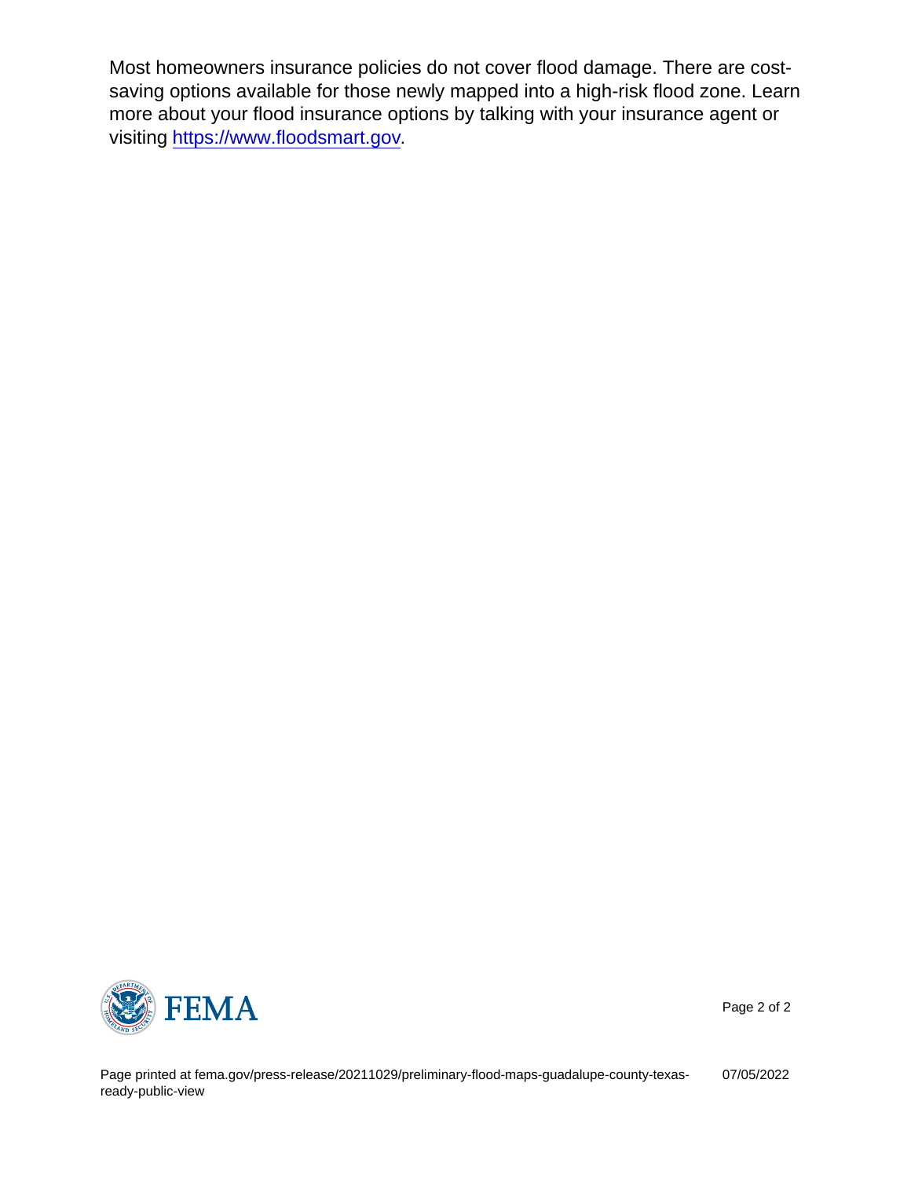Most homeowners insurance policies do not cover flood damage. There are cost-saving options available for those newly mapped into a high-risk flood zone. Learn more about your flood insurance options by talking with your insurance agent or visiting https://www.floodsmart.gov.